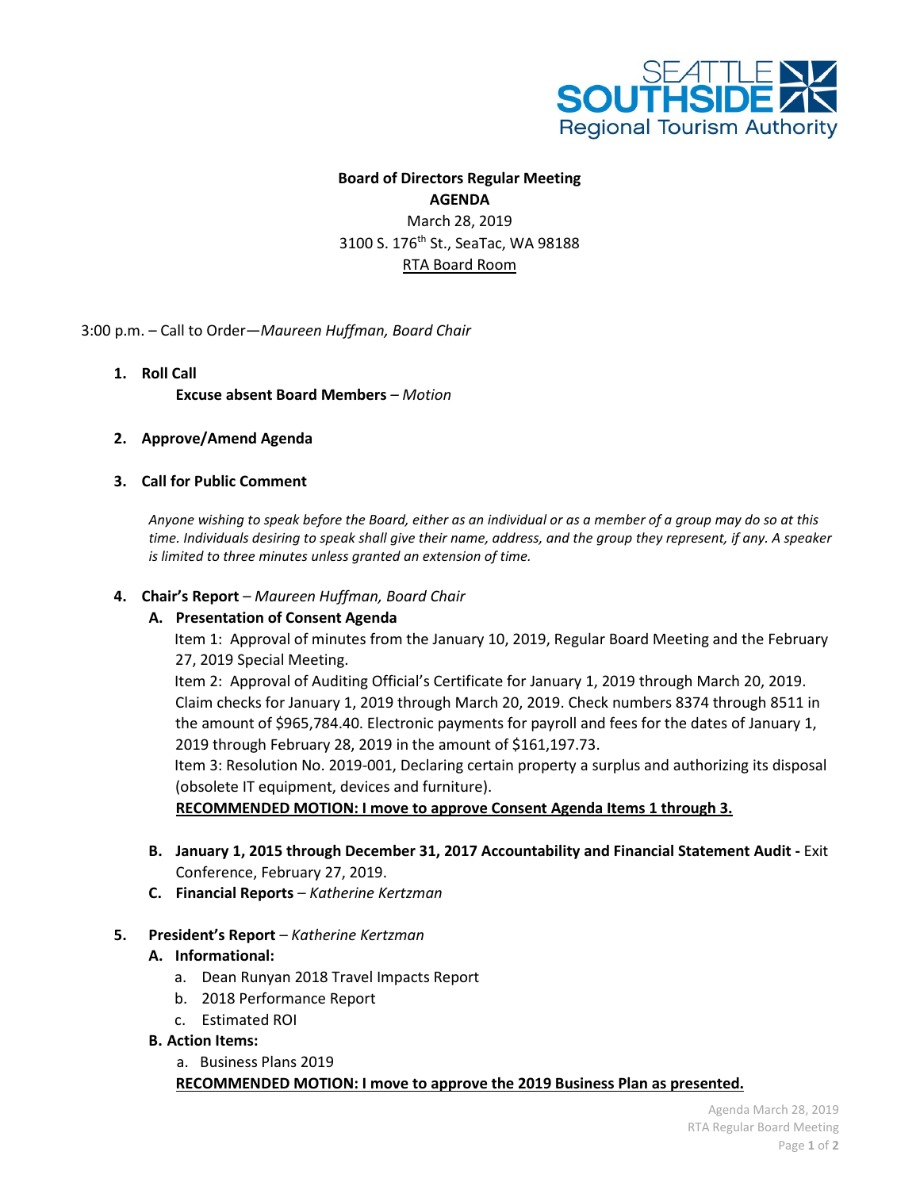**SEATTLE SOUTHSIDE Regional Tourism Authority**

# Board of Directors Regular Meeting
## AGENDA

March 28, 2019
3100 S. 176th St., SeaTac, WA 98188
RTA Board Room

3:00 p.m. – Call to Order—*Maureen Huffman, Board Chair*

1. **Roll Call**
   **Excuse absent Board Members** – *Motion*

2. **Approve/Amend Agenda**

3. **Call for Public Comment**

   *Anyone wishing to speak before the Board, either as an individual or as a member of a group may do so at this time. Individuals desiring to speak shall give their name, address, and the group they represent, if any. A speaker is limited to three minutes unless granted an extension of time.*

4. **Chair's Report** – *Maureen Huffman, Board Chair*
   
   **A. Presentation of Consent Agenda**
   
   Item 1: Approval of minutes from the January 10, 2019, Regular Board Meeting and the February 27, 2019 Special Meeting.
   
   Item 2: Approval of Auditing Official's Certificate for January 1, 2019 through March 20, 2019. Claim checks for January 1, 2019 through March 20, 2019. Check numbers 8374 through 8511 in the amount of $965,784.40. Electronic payments for payroll and fees for the dates of January 1, 2019 through February 28, 2019 in the amount of $161,197.73.
   
   Item 3: Resolution No. 2019-001, Declaring certain property a surplus and authorizing its disposal (obsolete IT equipment, devices and furniture).
   
   **RECOMMENDED MOTION: I move to approve Consent Agenda Items 1 through 3.**
   
   **B. January 1, 2015 through December 31, 2017 Accountability and Financial Statement Audit -** Exit Conference, February 27, 2019.
   
   **C. Financial Reports** – *Katherine Kertzman*

5. **President's Report** – *Katherine Kertzman*
   
   **A. Informational:**
   
   a. Dean Runyan 2018 Travel Impacts Report
   b. 2018 Performance Report
   c. Estimated ROI
   
   **B. Action Items:**
   
   a. Business Plans 2019
   
   **RECOMMENDED MOTION: I move to approve the 2019 Business Plan as presented.**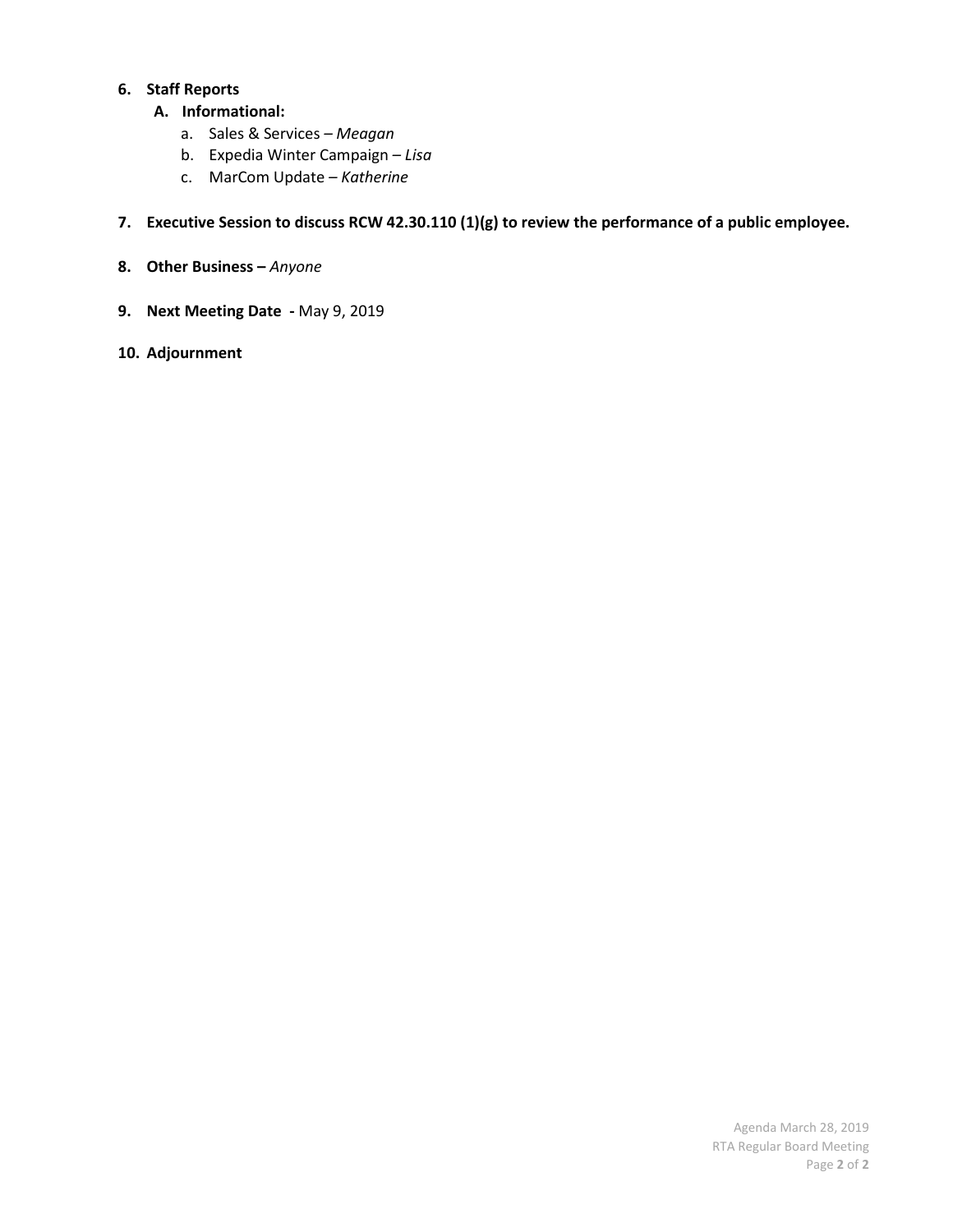**6. Staff Reports**

**A. Informational:**

a. Sales & Services – *Meagan*

b. Expedia Winter Campaign – *Lisa*

c. MarCom Update – *Katherine*

**7. Executive Session to discuss RCW 42.30.110 (1)(g) to review the performance of a public employee.**

**8. Other Business –** *Anyone*

**9. Next Meeting Date -** May 9, 2019

**10. Adjournment**